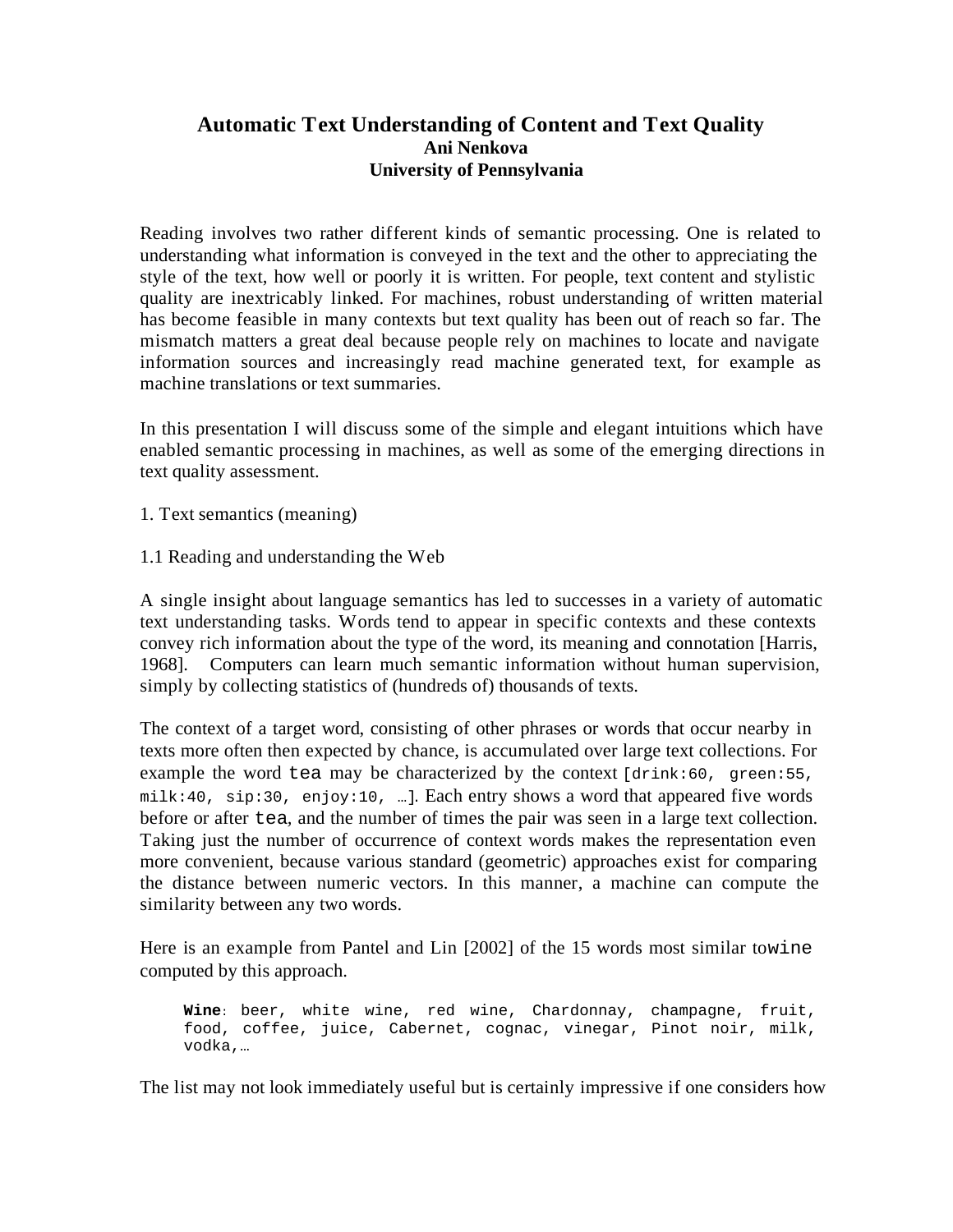# Automatic Text Understanding of Content and Text Quality

**Ani Nenkova**
**University of Pennsylvania**

Reading involves two rather different kinds of semantic processing. One is related to understanding what information is conveyed in the text and the other to appreciating the style of the text, how well or poorly it is written. For people, text content and stylistic quality are inextricably linked. For machines, robust understanding of written material has become feasible in many contexts but text quality has been out of reach so far. The mismatch matters a great deal because people rely on machines to locate and navigate information sources and increasingly read machine generated text, for example as machine translations or text summaries.

In this presentation I will discuss some of the simple and elegant intuitions which have enabled semantic processing in machines, as well as some of the emerging directions in text quality assessment.

## 1. Text semantics (meaning)

### 1.1 Reading and understanding the Web

A single insight about language semantics has led to successes in a variety of automatic text understanding tasks. Words tend to appear in specific contexts and these contexts convey rich information about the type of the word, its meaning and connotation [Harris, 1968]. Computers can learn much semantic information without human supervision, simply by collecting statistics of (hundreds of) thousands of texts.

The context of a target word, consisting of other phrases or words that occur nearby in texts more often then expected by chance, is accumulated over large text collections. For example the word `tea` may be characterized by the context `[drink:60, green:55, milk:40, sip:30, enjoy:10, …]`. Each entry shows a word that appeared five words before or after `tea`, and the number of times the pair was seen in a large text collection. Taking just the number of occurrence of context words makes the representation even more convenient, because various standard (geometric) approaches exist for comparing the distance between numeric vectors. In this manner, a machine can compute the similarity between any two words.

Here is an example from Pantel and Lin [2002] of the 15 words most similar to`wine` computed by this approach.

```
Wine: beer, white wine, red wine, Chardonnay, champagne, fruit,
food, coffee, juice, Cabernet, cognac, vinegar, Pinot noir, milk,
vodka,…
```

The list may not look immediately useful but is certainly impressive if one considers how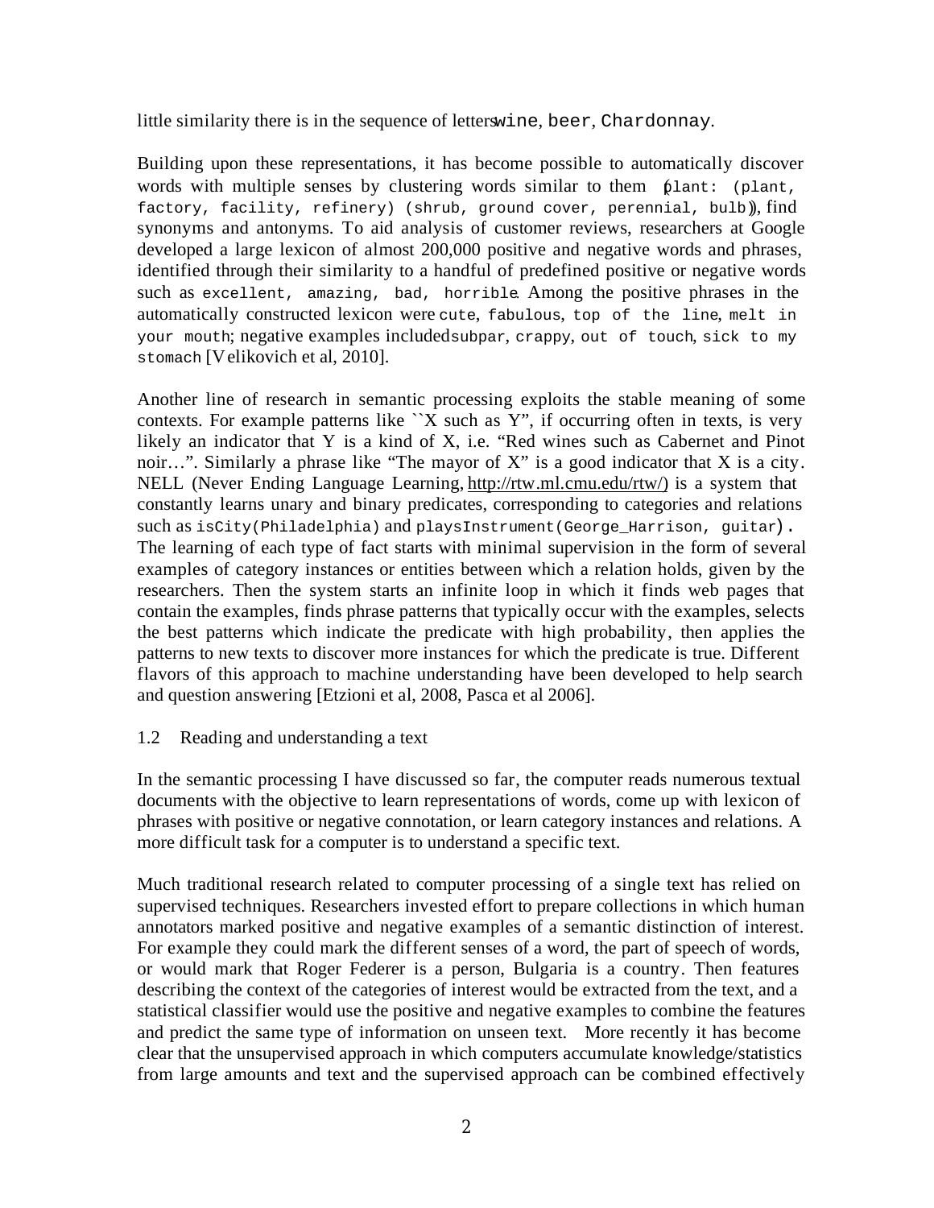little similarity there is in the sequence of letters `wine`, `beer`, `Chardonnay`.

Building upon these representations, it has become possible to automatically discover words with multiple senses by clustering words similar to them (`plant: (plant, factory, facility, refinery) (shrub, ground cover, perennial, bulb)`), find synonyms and antonyms. To aid analysis of customer reviews, researchers at Google developed a large lexicon of almost 200,000 positive and negative words and phrases, identified through their similarity to a handful of predefined positive or negative words such as `excellent, amazing, bad, horrible`. Among the positive phrases in the automatically constructed lexicon were `cute`, `fabulous`, `top of the line`, `melt in your mouth`; negative examples included `subpar`, `crappy`, `out of touch`, `sick to my stomach` [Velikovich et al, 2010].

Another line of research in semantic processing exploits the stable meaning of some contexts. For example patterns like ``X such as Y", if occurring often in texts, is very likely an indicator that Y is a kind of X, i.e. "Red wines such as Cabernet and Pinot noir…". Similarly a phrase like "The mayor of X" is a good indicator that X is a city. NELL (Never Ending Language Learning, http://rtw.ml.cmu.edu/rtw/) is a system that constantly learns unary and binary predicates, corresponding to categories and relations such as `isCity(Philadelphia)` and `playsInstrument(George_Harrison, guitar)`. The learning of each type of fact starts with minimal supervision in the form of several examples of category instances or entities between which a relation holds, given by the researchers. Then the system starts an infinite loop in which it finds web pages that contain the examples, finds phrase patterns that typically occur with the examples, selects the best patterns which indicate the predicate with high probability, then applies the patterns to new texts to discover more instances for which the predicate is true. Different flavors of this approach to machine understanding have been developed to help search and question answering [Etzioni et al, 2008, Pasca et al 2006].

### 1.2 Reading and understanding a text

In the semantic processing I have discussed so far, the computer reads numerous textual documents with the objective to learn representations of words, come up with lexicon of phrases with positive or negative connotation, or learn category instances and relations. A more difficult task for a computer is to understand a specific text.

Much traditional research related to computer processing of a single text has relied on supervised techniques. Researchers invested effort to prepare collections in which human annotators marked positive and negative examples of a semantic distinction of interest. For example they could mark the different senses of a word, the part of speech of words, or would mark that Roger Federer is a person, Bulgaria is a country. Then features describing the context of the categories of interest would be extracted from the text, and a statistical classifier would use the positive and negative examples to combine the features and predict the same type of information on unseen text. More recently it has become clear that the unsupervised approach in which computers accumulate knowledge/statistics from large amounts and text and the supervised approach can be combined effectively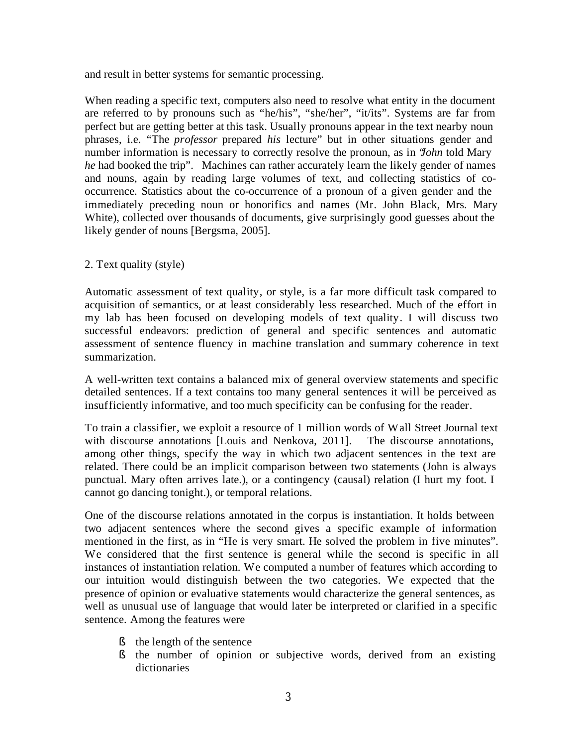and result in better systems for semantic processing.

When reading a specific text, computers also need to resolve what entity in the document are referred to by pronouns such as "he/his", "she/her", "it/its". Systems are far from perfect but are getting better at this task. Usually pronouns appear in the text nearby noun phrases, i.e. "The *professor* prepared *his* lecture" but in other situations gender and number information is necessary to correctly resolve the pronoun, as in "*John* told Mary *he* had booked the trip". Machines can rather accurately learn the likely gender of names and nouns, again by reading large volumes of text, and collecting statistics of co-occurrence. Statistics about the co-occurrence of a pronoun of a given gender and the immediately preceding noun or honorifics and names (Mr. John Black, Mrs. Mary White), collected over thousands of documents, give surprisingly good guesses about the likely gender of nouns [Bergsma, 2005].

## 2. Text quality (style)

Automatic assessment of text quality, or style, is a far more difficult task compared to acquisition of semantics, or at least considerably less researched. Much of the effort in my lab has been focused on developing models of text quality. I will discuss two successful endeavors: prediction of general and specific sentences and automatic assessment of sentence fluency in machine translation and summary coherence in text summarization.

A well-written text contains a balanced mix of general overview statements and specific detailed sentences. If a text contains too many general sentences it will be perceived as insufficiently informative, and too much specificity can be confusing for the reader.

To train a classifier, we exploit a resource of 1 million words of Wall Street Journal text with discourse annotations [Louis and Nenkova, 2011]. The discourse annotations, among other things, specify the way in which two adjacent sentences in the text are related. There could be an implicit comparison between two statements (John is always punctual. Mary often arrives late.), or a contingency (causal) relation (I hurt my foot. I cannot go dancing tonight.), or temporal relations.

One of the discourse relations annotated in the corpus is instantiation. It holds between two adjacent sentences where the second gives a specific example of information mentioned in the first, as in "He is very smart. He solved the problem in five minutes". We considered that the first sentence is general while the second is specific in all instances of instantiation relation. We computed a number of features which according to our intuition would distinguish between the two categories. We expected that the presence of opinion or evaluative statements would characterize the general sentences, as well as unusual use of language that would later be interpreted or clarified in a specific sentence. Among the features were

- the length of the sentence
- the number of opinion or subjective words, derived from an existing dictionaries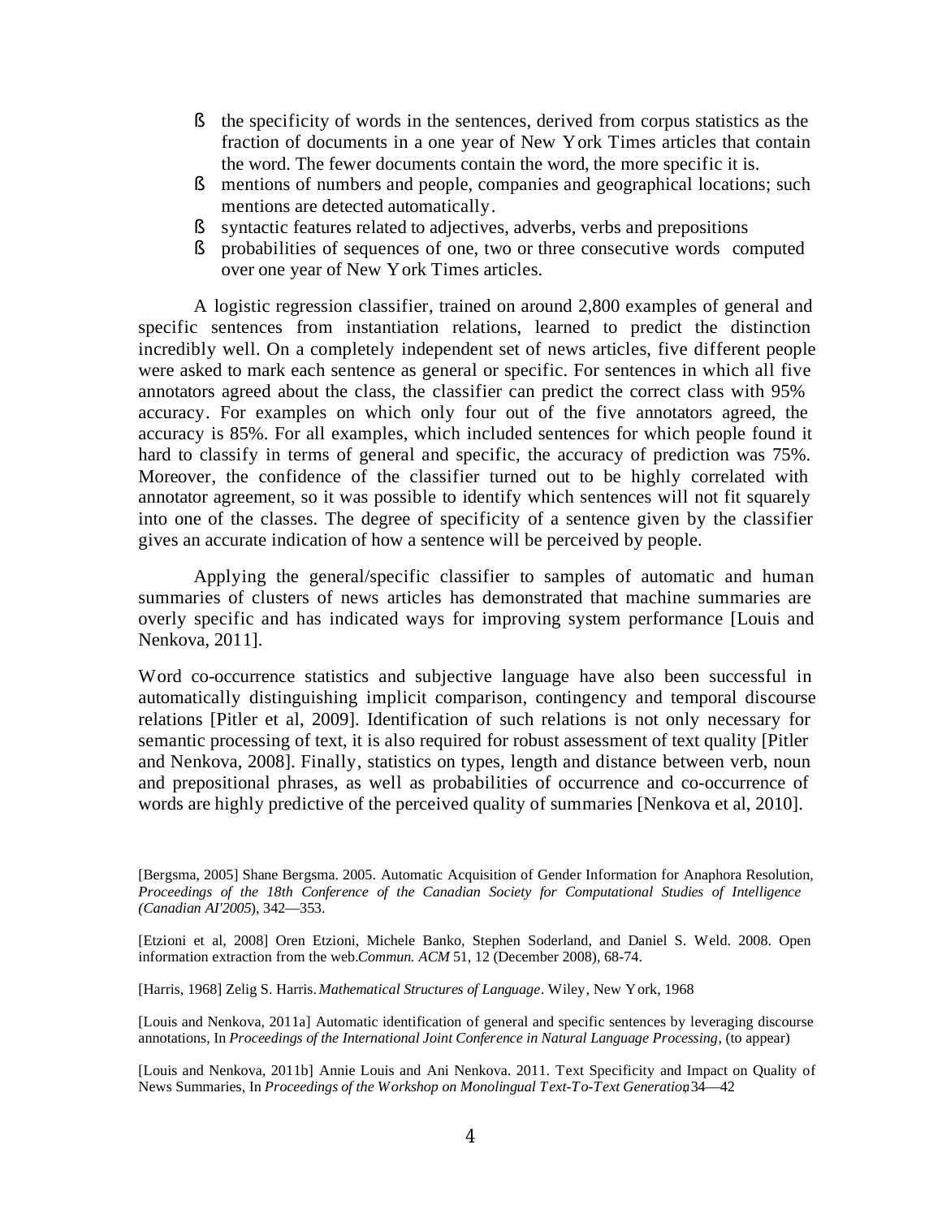- the specificity of words in the sentences, derived from corpus statistics as the fraction of documents in a one year of New York Times articles that contain the word. The fewer documents contain the word, the more specific it is.
- mentions of numbers and people, companies and geographical locations; such mentions are detected automatically.
- syntactic features related to adjectives, adverbs, verbs and prepositions
- probabilities of sequences of one, two or three consecutive words computed over one year of New York Times articles.

A logistic regression classifier, trained on around 2,800 examples of general and specific sentences from instantiation relations, learned to predict the distinction incredibly well. On a completely independent set of news articles, five different people were asked to mark each sentence as general or specific. For sentences in which all five annotators agreed about the class, the classifier can predict the correct class with 95% accuracy. For examples on which only four out of the five annotators agreed, the accuracy is 85%. For all examples, which included sentences for which people found it hard to classify in terms of general and specific, the accuracy of prediction was 75%. Moreover, the confidence of the classifier turned out to be highly correlated with annotator agreement, so it was possible to identify which sentences will not fit squarely into one of the classes. The degree of specificity of a sentence given by the classifier gives an accurate indication of how a sentence will be perceived by people.

Applying the general/specific classifier to samples of automatic and human summaries of clusters of news articles has demonstrated that machine summaries are overly specific and has indicated ways for improving system performance [Louis and Nenkova, 2011].

Word co-occurrence statistics and subjective language have also been successful in automatically distinguishing implicit comparison, contingency and temporal discourse relations [Pitler et al, 2009]. Identification of such relations is not only necessary for semantic processing of text, it is also required for robust assessment of text quality [Pitler and Nenkova, 2008]. Finally, statistics on types, length and distance between verb, noun and prepositional phrases, as well as probabilities of occurrence and co-occurrence of words are highly predictive of the perceived quality of summaries [Nenkova et al, 2010].

[Bergsma, 2005] Shane Bergsma. 2005. Automatic Acquisition of Gender Information for Anaphora Resolution, *Proceedings of the 18th Conference of the Canadian Society for Computational Studies of Intelligence (Canadian AI'2005*), 342—353.

[Etzioni et al, 2008] Oren Etzioni, Michele Banko, Stephen Soderland, and Daniel S. Weld. 2008. Open information extraction from the web. *Commun. ACM* 51, 12 (December 2008), 68-74.

[Harris, 1968] Zelig S. Harris. *Mathematical Structures of Language*. Wiley, New York, 1968

[Louis and Nenkova, 2011a] Automatic identification of general and specific sentences by leveraging discourse annotations, In *Proceedings of the International Joint Conference in Natural Language Processing*, (to appear)

[Louis and Nenkova, 2011b] Annie Louis and Ani Nenkova. 2011. Text Specificity and Impact on Quality of News Summaries, In *Proceedings of the Workshop on Monolingual Text-To-Text Generation*, 34—42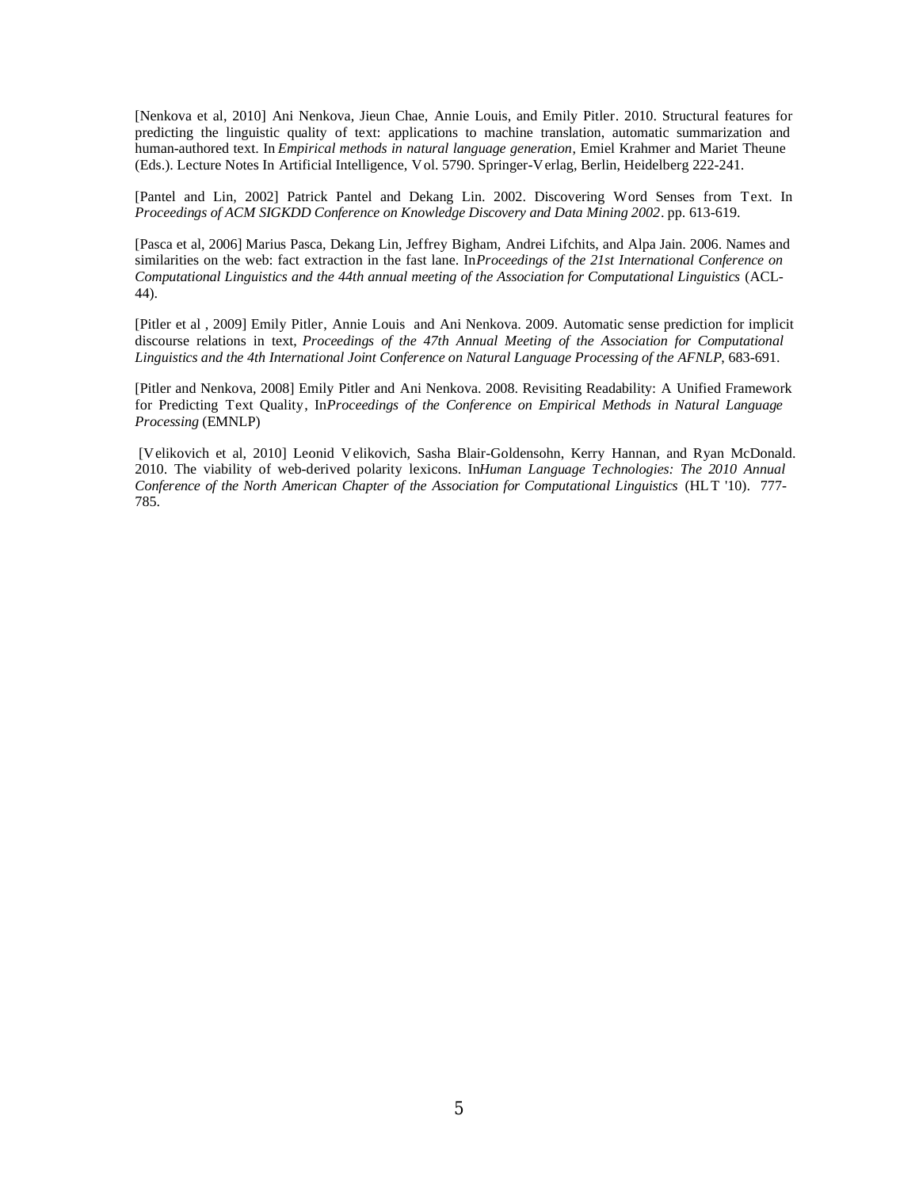[Nenkova et al, 2010] Ani Nenkova, Jieun Chae, Annie Louis, and Emily Pitler. 2010. Structural features for predicting the linguistic quality of text: applications to machine translation, automatic summarization and human-authored text. In *Empirical methods in natural language generation*, Emiel Krahmer and Mariet Theune (Eds.). Lecture Notes In Artificial Intelligence, Vol. 5790. Springer-Verlag, Berlin, Heidelberg 222-241.

[Pantel and Lin, 2002] Patrick Pantel and Dekang Lin. 2002. Discovering Word Senses from Text. In *Proceedings of ACM SIGKDD Conference on Knowledge Discovery and Data Mining 2002*. pp. 613-619.

[Pasca et al, 2006] Marius Pasca, Dekang Lin, Jeffrey Bigham, Andrei Lifchits, and Alpa Jain. 2006. Names and similarities on the web: fact extraction in the fast lane. In*Proceedings of the 21st International Conference on Computational Linguistics and the 44th annual meeting of the Association for Computational Linguistics* (ACL-44).

[Pitler et al , 2009] Emily Pitler, Annie Louis and Ani Nenkova. 2009. Automatic sense prediction for implicit discourse relations in text, *Proceedings of the 47th Annual Meeting of the Association for Computational Linguistics and the 4th International Joint Conference on Natural Language Processing of the AFNLP*, 683-691.

[Pitler and Nenkova, 2008] Emily Pitler and Ani Nenkova. 2008. Revisiting Readability: A Unified Framework for Predicting Text Quality, In*Proceedings of the Conference on Empirical Methods in Natural Language Processing* (EMNLP)

[Velikovich et al, 2010] Leonid Velikovich, Sasha Blair-Goldensohn, Kerry Hannan, and Ryan McDonald. 2010. The viability of web-derived polarity lexicons. In*Human Language Technologies: The 2010 Annual Conference of the North American Chapter of the Association for Computational Linguistics* (HLT '10). 777-785.